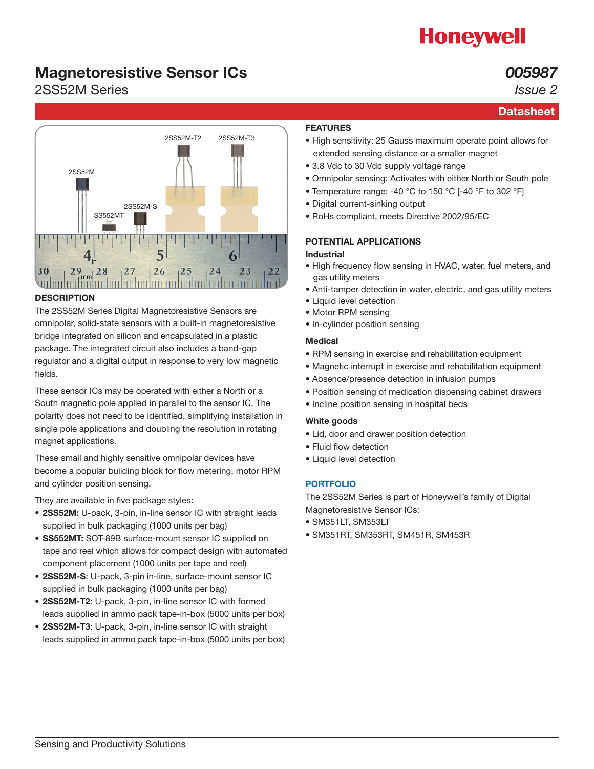# Magnetoresistive Sensor ICs

## 2SS52M Series

*005987*
*Issue 2*

**Datasheet**

## DESCRIPTION

The 2SS52M Series Digital Magnetoresistive Sensors are omnipolar, solid-state sensors with a built-in magnetoresistive bridge integrated on silicon and encapsulated in a plastic package. The integrated circuit also includes a band-gap regulator and a digital output in response to very low magnetic fields.

These sensor ICs may be operated with either a North or a South magnetic pole applied in parallel to the sensor IC. The polarity does not need to be identified, simplifying installation in single pole applications and doubling the resolution in rotating magnet applications.

These small and highly sensitive omnipolar devices have become a popular building block for flow metering, motor RPM and cylinder position sensing.

They are available in five package styles:

- **2SS52M:** U-pack, 3-pin, in-line sensor IC with straight leads supplied in bulk packaging (1000 units per bag)
- **SS552MT:** SOT-89B surface-mount sensor IC supplied on tape and reel which allows for compact design with automated component placement (1000 units per tape and reel)
- **2SS52M-S**: U-pack, 3-pin in-line, surface-mount sensor IC supplied in bulk packaging (1000 units per bag)
- **2SS52M-T2**: U-pack, 3-pin, in-line sensor IC with formed leads supplied in ammo pack tape-in-box (5000 units per box)
- **2SS52M-T3**: U-pack, 3-pin, in-line sensor IC with straight leads supplied in ammo pack tape-in-box (5000 units per box)

## FEATURES

- High sensitivity: 25 Gauss maximum operate point allows for extended sensing distance or a smaller magnet
- 3.8 Vdc to 30 Vdc supply voltage range
- Omnipolar sensing: Activates with either North or South pole
- Temperature range: -40 °C to 150 °C [-40 °F to 302 °F]
- Digital current-sinking output
- RoHs compliant, meets Directive 2002/95/EC

## POTENTIAL APPLICATIONS

### Industrial

- High frequency flow sensing in HVAC, water, fuel meters, and gas utility meters
- Anti-tamper detection in water, electric, and gas utility meters
- Liquid level detection
- Motor RPM sensing
- In-cylinder position sensing

### Medical

- RPM sensing in exercise and rehabilitation equipment
- Magnetic interrupt in exercise and rehabilitation equipment
- Absence/presence detection in infusion pumps
- Position sensing of medication dispensing cabinet drawers
- Incline position sensing in hospital beds

### White goods

- Lid, door and drawer position detection
- Fluid flow detection
- Liquid level detection

## PORTFOLIO

The 2SS52M Series is part of Honeywell's family of Digital Magnetoresistive Sensor ICs:

- SM351LT, SM353LT
- SM351RT, SM353RT, SM451R, SM453R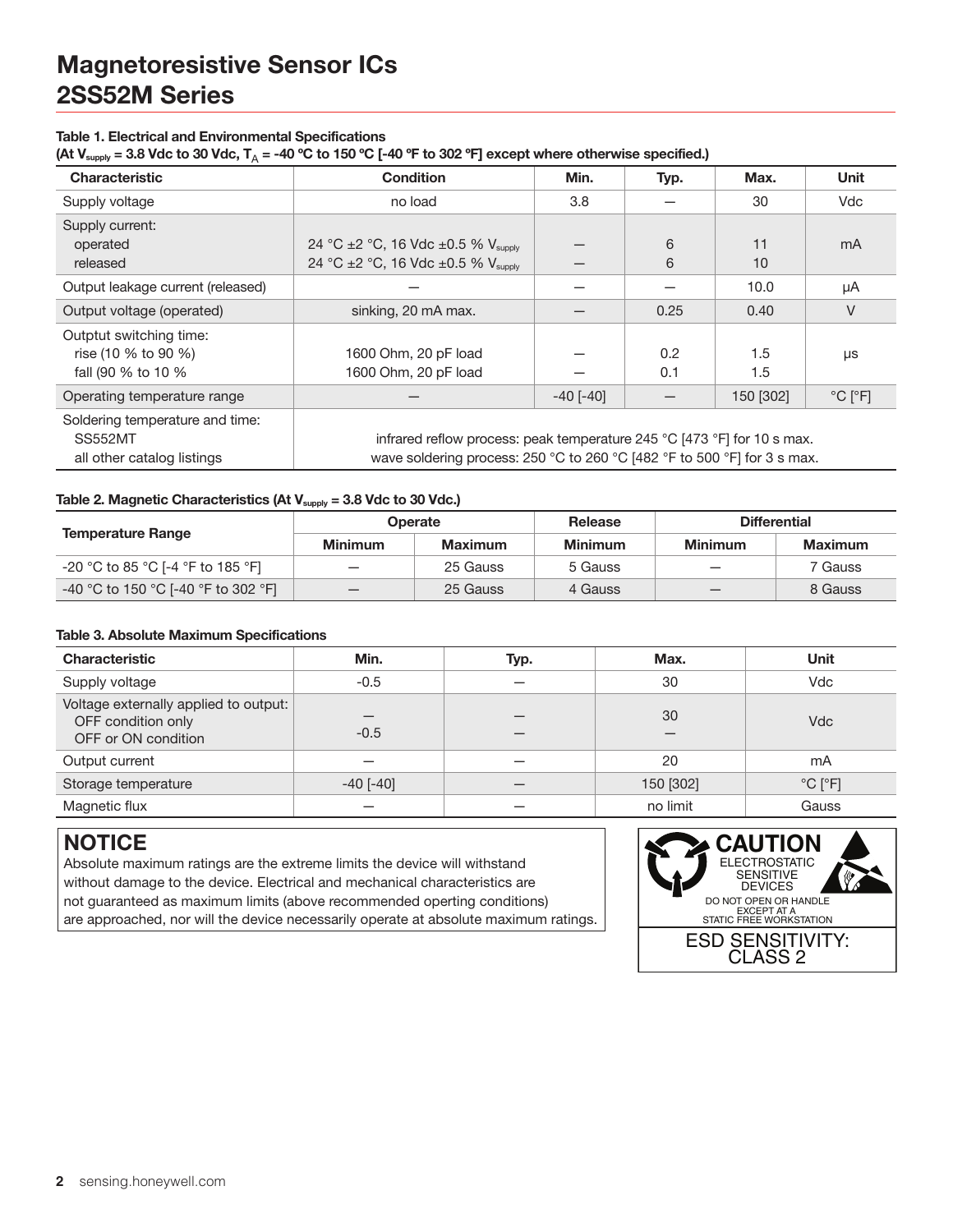# Magnetoresistive Sensor ICs
# 2SS52M Series

**Table 1. Electrical and Environmental Specifications**
**(At $V_{supply}$ = 3.8 Vdc to 30 Vdc, $T_A$ = -40 ºC to 150 ºC [-40 ºF to 302 ºF] except where otherwise specified.)**

| Characteristic | Condition | Min. | Typ. | Max. | Unit |
|---|---|---|---|---|---|
| Supply voltage | no load | 3.8 | — | 30 | Vdc |
| Supply current:<br>operated<br>released | <br>24 °C ±2 °C, 16 Vdc ±0.5 % $V_{supply}$<br>24 °C ±2 °C, 16 Vdc ±0.5 % $V_{supply}$ | <br>—<br>— | <br>6<br>6 | <br>11<br>10 | mA |
| Output leakage current (released) | — | — | — | 10.0 | µA |
| Output voltage (operated) | sinking, 20 mA max. | — | 0.25 | 0.40 | V |
| Outptut switching time:<br>rise (10 % to 90 %)<br>fall (90 % to 10 % | <br>1600 Ohm, 20 pF load<br>1600 Ohm, 20 pF load | <br>—<br>— | <br>0.2<br>0.1 | <br>1.5<br>1.5 | µs |
| Operating temperature range | — | -40 [-40] | — | 150 [302] | °C [°F] |
| Soldering temperature and time:<br>SS552MT<br>all other catalog listings | <br>infrared reflow process: peak temperature 245 °C [473 °F] for 10 s max.<br>wave soldering process: 250 °C to 260 °C [482 °F to 500 °F] for 3 s max. | | | | |

**Table 2. Magnetic Characteristics (At $V_{supply}$ = 3.8 Vdc to 30 Vdc.)**

| Temperature Range | Operate | | Release | Differential | |
|---|---|---|---|---|---|
| | Minimum | Maximum | Minimum | Minimum | Maximum |
| -20 °C to 85 °C [-4 °F to 185 °F] | — | 25 Gauss | 5 Gauss | — | 7 Gauss |
| -40 °C to 150 °C [-40 °F to 302 °F] | — | 25 Gauss | 4 Gauss | — | 8 Gauss |

**Table 3. Absolute Maximum Specifications**

| Characteristic | Min. | Typ. | Max. | Unit |
|---|---|---|---|---|
| Voltage externally applied to output:<br>OFF condition only<br>OFF or ON condition | <br>—<br>-0.5 | <br>—<br>— | <br>30<br>— | Vdc |
| Supply voltage | -0.5 | — | 30 | Vdc |
| Output current | — | — | 20 | mA |
| Storage temperature | -40 [-40] | — | 150 [302] | °C [°F] |
| Magnetic flux | — | — | no limit | Gauss |

## NOTICE

Absolute maximum ratings are the extreme limits the device will withstand without damage to the device. Electrical and mechanical characteristics are not guaranteed as maximum limits (above recommended operting conditions) are approached, nor will the device necessarily operate at absolute maximum ratings.

**CAUTION**
ELECTROSTATIC SENSITIVE DEVICES
DO NOT OPEN OR HANDLE EXCEPT AT A STATIC FREE WORKSTATION
ESD SENSITIVITY: CLASS 2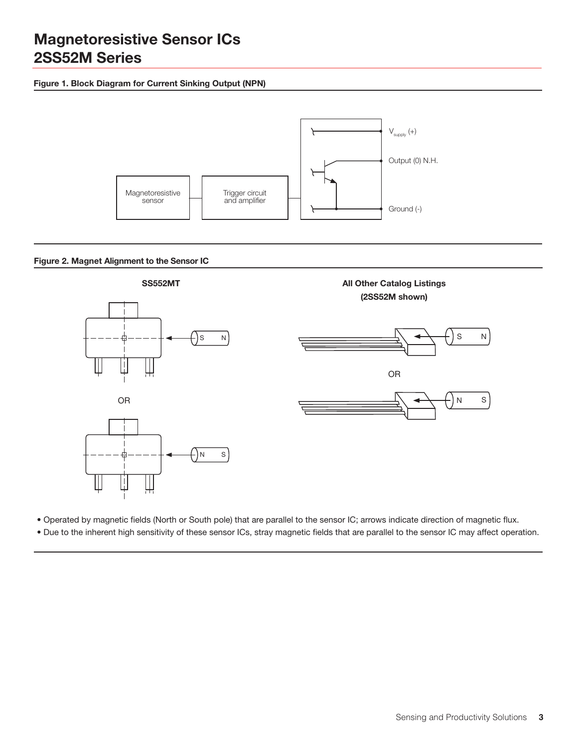# Magnetoresistive Sensor ICs
# 2SS52M Series

**Figure 1. Block Diagram for Current Sinking Output (NPN)**

Magnetoresistive sensor

Trigger circuit and amplifier

$V_{supply}$ (+)

Output (0) N.H.

Ground (-)

**Figure 2. Magnet Alignment to the Sensor IC**

**SS552MT**

S N

OR

N S

**All Other Catalog Listings (2SS52M shown)**

S N

OR

N S

- Operated by magnetic fields (North or South pole) that are parallel to the sensor IC; arrows indicate direction of magnetic flux.
- Due to the inherent high sensitivity of these sensor ICs, stray magnetic fields that are parallel to the sensor IC may affect operation.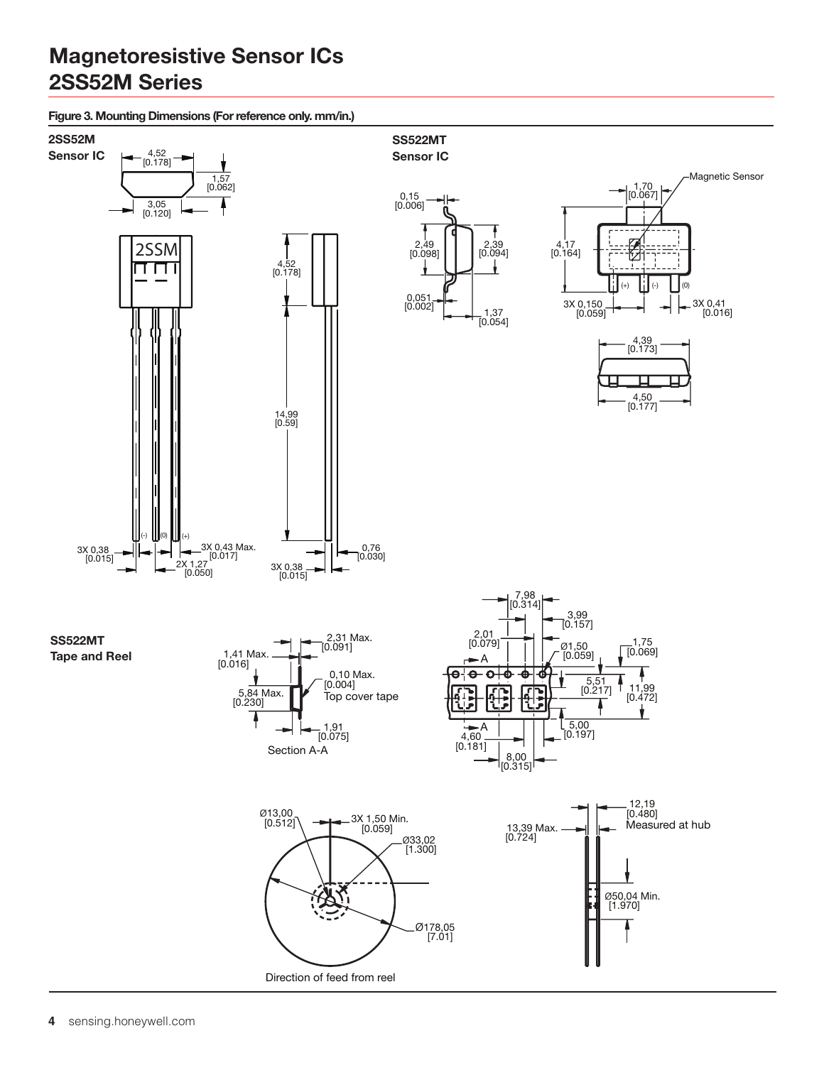# Magnetoresistive Sensor ICs
# 2SS52M Series

**Figure 3. Mounting Dimensions (For reference only. mm/in.)**

**2SS52M**
**Sensor IC**

4,52 [0.178]
1,57 [0.062]
3,05 [0.120]
2SSM
4,52 [0.178]
14,99 [0.59]
(-) (0) (+)
3X 0,38 [0.015]
3X 0,43 Max. [0.017]
2X 1,27 [0.050]
3X 0,38 [0.015]
0,76 [0.030]

**SS522MT**
**Sensor IC**

0,15 [0.006]
2,49 [0.098]
2,39 [0.094]
0,051 [0.002]
1,37 [0.054]
Magnetic Sensor
1,70 [0.067]
4,17 [0.164]
(+) (-) (0)
3X 0,150 [0.059]
3X 0,41 [0.016]
4,39 [0.173]
4,50 [0.177]

**SS522MT**
**Tape and Reel**

2,31 Max. [0.091]
1,41 Max. [0.016]
0,10 Max. [0.004]
Top cover tape
5,84 Max. [0.230]
1,91 [0.075]
Section A-A

7,98 [0.314]
3,99 [0.157]
2,01 [0.079]
Ø1,50 [0.059]
1,75 [0.069]
A
5,51 [0.217]
11,99 [0.472]
A
5,00 [0.197]
4,60 [0.181]
8,00 [0.315]

Ø13,00 [0.512]
3X 1,50 Min. [0.059]
Ø33,02 [1.300]
Ø178,05 [7.01]
Direction of feed from reel

12,19 [0.480] Measured at hub
13,39 Max. [0.724]
Ø50,04 Min. [1.970]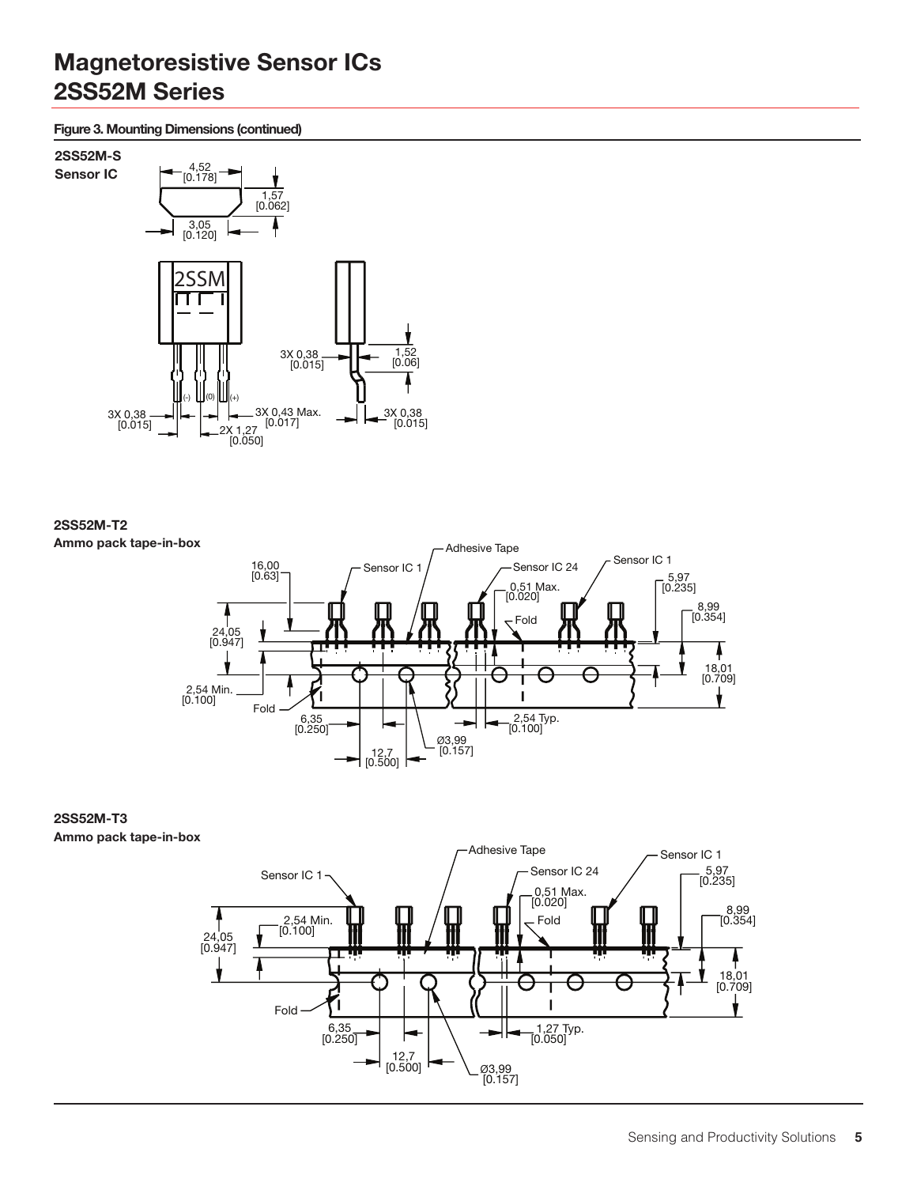# Magnetoresistive Sensor ICs
# 2SS52M Series

**Figure 3. Mounting Dimensions (continued)**

**2SS52M-S**
**Sensor IC**

4,52 [0.178]
1,57 [0.062]
3,05 [0.120]
2SSM
3X 0,38 [0.015]
1,52 [0.06]
(-) (0) (+)
3X 0,38 [0.015]
3X 0,43 Max. [0.017]
2X 1,27 [0.050]
3X 0,38 [0.015]

**2SS52M-T2**
**Ammo pack tape-in-box**

Adhesive Tape
16,00 [0.63]
Sensor IC 1
Sensor IC 24
Sensor IC 1
5,97 [0.235]
0,51 Max. [0.020]
8,99 [0.354]
Fold
24,05 [0.947]
18,01 [0.709]
2,54 Min. [0.100]
Fold
6,35 [0.250]
2,54 Typ. [0.100]
Ø3,99 [0.157]
12,7 [0.500]

**2SS52M-T3**
**Ammo pack tape-in-box**

Adhesive Tape
Sensor IC 1
Sensor IC 1
Sensor IC 24
5,97 [0.235]
0,51 Max. [0.020]
8,99 [0.354]
2,54 Min. [0.100]
Fold
24,05 [0.947]
18,01 [0.709]
Fold
6,35 [0.250]
1,27 Typ. [0.050]
12,7 [0.500]
Ø3,99 [0.157]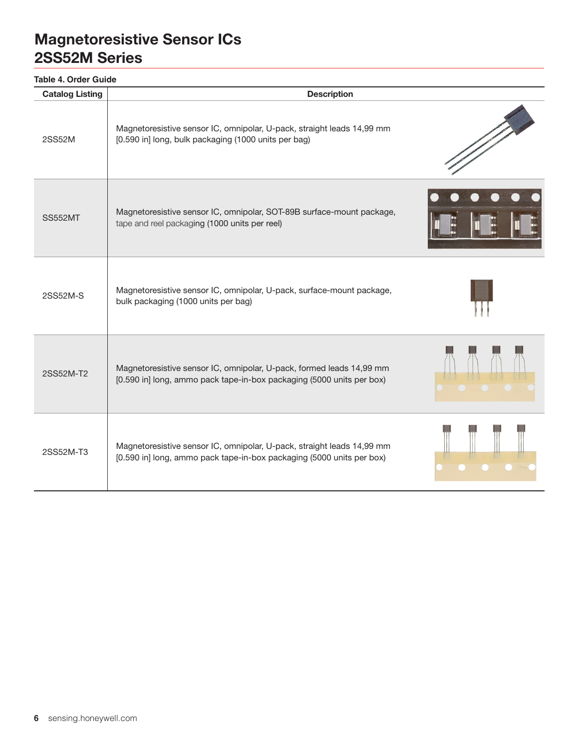# Magnetoresistive Sensor ICs
## 2SS52M Series

**Table 4. Order Guide**

| Catalog Listing | Description |
|---|---|
| 2SS52M | Magnetoresistive sensor IC, omnipolar, U-pack, straight leads 14,99 mm [0.590 in] long, bulk packaging (1000 units per bag) |
| SS552MT | Magnetoresistive sensor IC, omnipolar, SOT-89B surface-mount package, tape and reel packaging (1000 units per reel) |
| 2SS52M-S | Magnetoresistive sensor IC, omnipolar, U-pack, surface-mount package, bulk packaging (1000 units per bag) |
| 2SS52M-T2 | Magnetoresistive sensor IC, omnipolar, U-pack, formed leads 14,99 mm [0.590 in] long, ammo pack tape-in-box packaging (5000 units per box) |
| 2SS52M-T3 | Magnetoresistive sensor IC, omnipolar, U-pack, straight leads 14,99 mm [0.590 in] long, ammo pack tape-in-box packaging (5000 units per box) |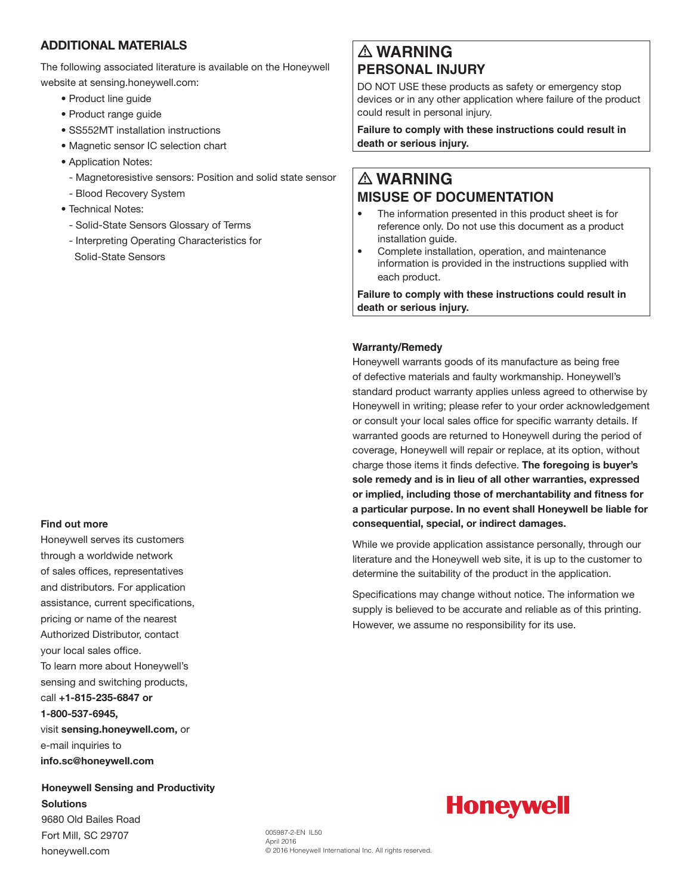## ADDITIONAL MATERIALS

The following associated literature is available on the Honeywell website at sensing.honeywell.com:

- Product line guide
- Product range guide
- SS552MT installation instructions
- Magnetic sensor IC selection chart
- Application Notes:
  - Magnetoresistive sensors: Position and solid state sensor
  - Blood Recovery System
- Technical Notes:
  - Solid-State Sensors Glossary of Terms
  - Interpreting Operating Characteristics for Solid-State Sensors

### ⚠ WARNING
### PERSONAL INJURY

DO NOT USE these products as safety or emergency stop devices or in any other application where failure of the product could result in personal injury.

**Failure to comply with these instructions could result in death or serious injury.**

### ⚠ WARNING
### MISUSE OF DOCUMENTATION

- The information presented in this product sheet is for reference only. Do not use this document as a product installation guide.
- Complete installation, operation, and maintenance information is provided in the instructions supplied with each product.

**Failure to comply with these instructions could result in death or serious injury.**

**Warranty/Remedy**

Honeywell warrants goods of its manufacture as being free of defective materials and faulty workmanship. Honeywell's standard product warranty applies unless agreed to otherwise by Honeywell in writing; please refer to your order acknowledgement or consult your local sales office for specific warranty details. If warranted goods are returned to Honeywell during the period of coverage, Honeywell will repair or replace, at its option, without charge those items it finds defective. **The foregoing is buyer's sole remedy and is in lieu of all other warranties, expressed or implied, including those of merchantability and fitness for a particular purpose. In no event shall Honeywell be liable for consequential, special, or indirect damages.**

While we provide application assistance personally, through our literature and the Honeywell web site, it is up to the customer to determine the suitability of the product in the application.

Specifications may change without notice. The information we supply is believed to be accurate and reliable as of this printing. However, we assume no responsibility for its use.

**Find out more**

Honeywell serves its customers through a worldwide network of sales offices, representatives and distributors. For application assistance, current specifications, pricing or name of the nearest Authorized Distributor, contact your local sales office.

To learn more about Honeywell's sensing and switching products, call **+1-815-235-6847 or 1-800-537-6945,** visit **sensing.honeywell.com,** or e-mail inquiries to **info.sc@honeywell.com**

**Honeywell Sensing and Productivity Solutions**
9680 Old Bailes Road
Fort Mill, SC 29707
honeywell.com

005987-2-EN IL50
April 2016
© 2016 Honeywell International Inc. All rights reserved.

**Honeywell**